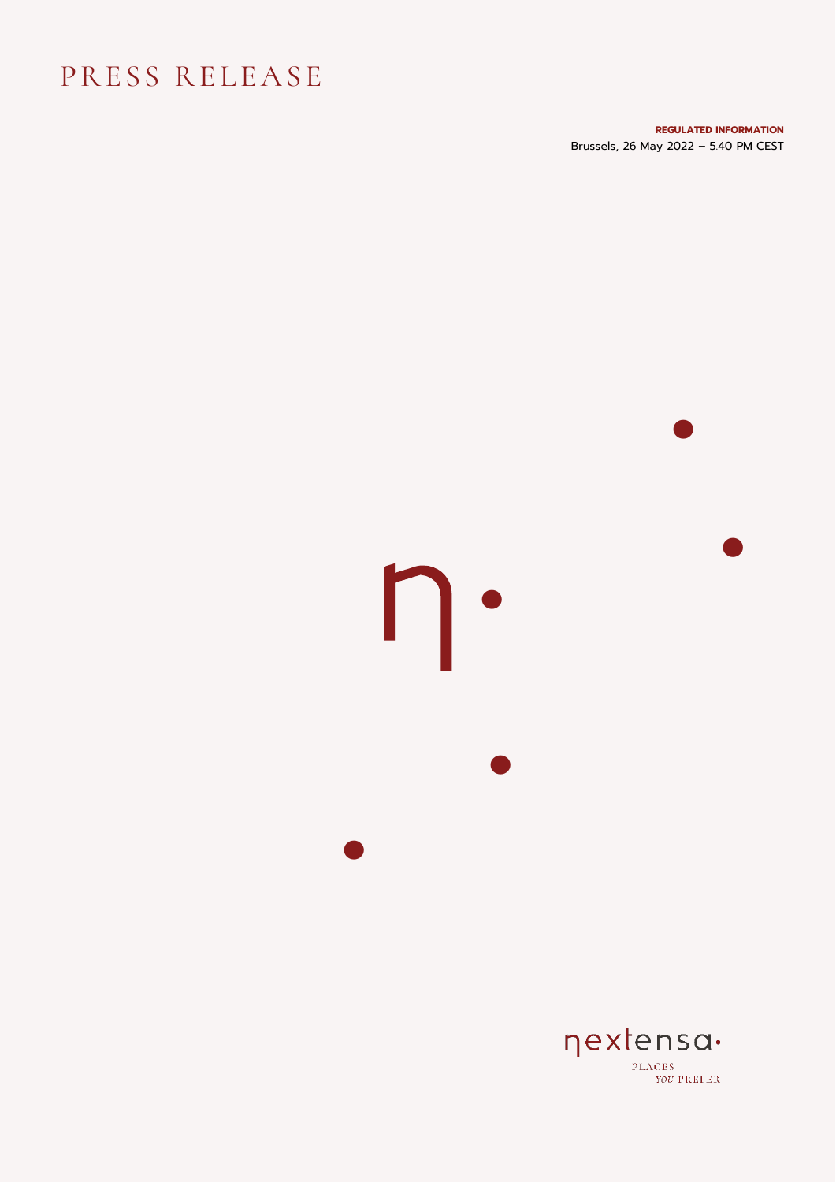# PRESS RELEASE

**REGULATED INFORMATION**
Brussels, 26 May 2022 – 5.40 PM CEST

nextensa
PLACES YOU PREFER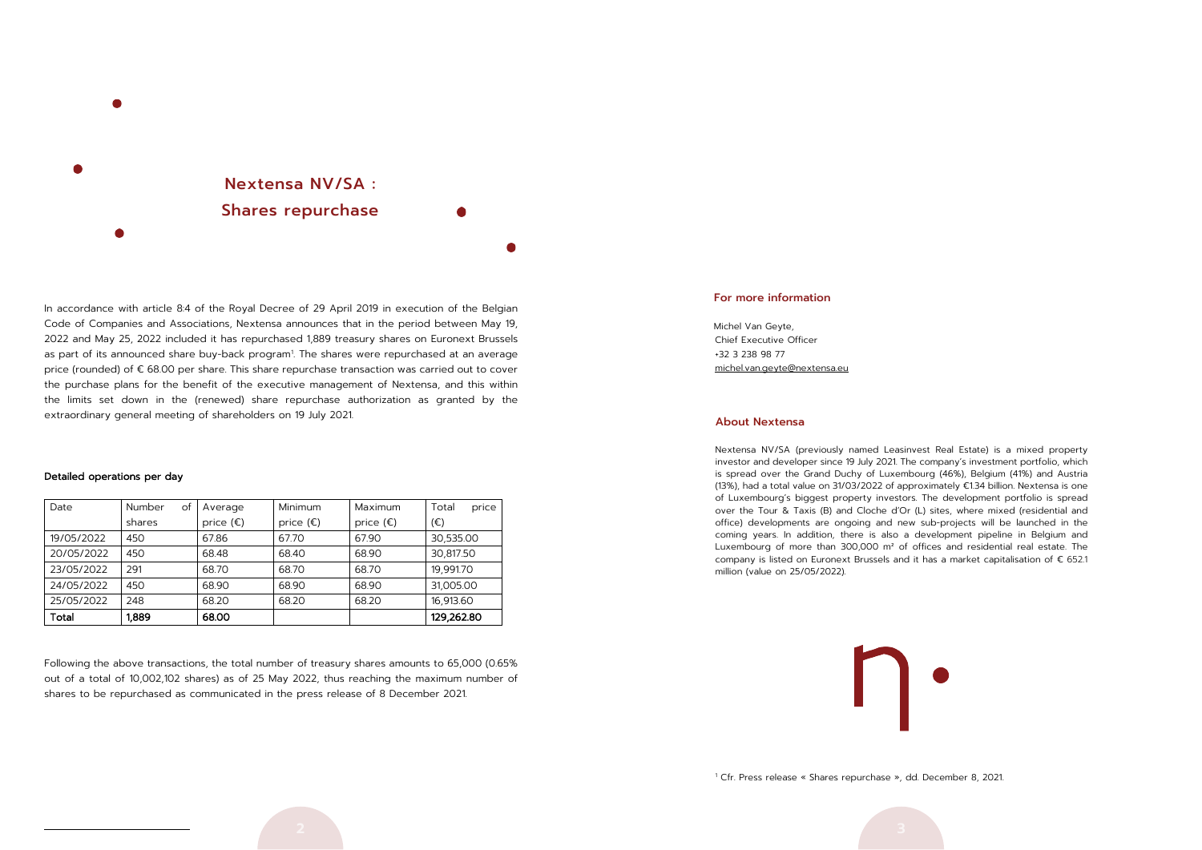# Nextensa NV/SA : Shares repurchase

In accordance with article 8:4 of the Royal Decree of 29 April 2019 in execution of the Belgian Code of Companies and Associations, Nextensa announces that in the period between May 19, 2022 and May 25, 2022 included it has repurchased 1,889 treasury shares on Euronext Brussels as part of its announced share buy-back program[1]. The shares were repurchased at an average price (rounded) of € 68.00 per share. This share repurchase transaction was carried out to cover the purchase plans for the benefit of the executive management of Nextensa, and this within the limits set down in the (renewed) share repurchase authorization as granted by the extraordinary general meeting of shareholders on 19 July 2021.

**Detailed operations per day**

| Date | Number of shares | Average price (€) | Minimum price (€) | Maximum price (€) | Total price (€) |
|---|---|---|---|---|---|
| 19/05/2022 | 450 | 67.86 | 67.70 | 67.90 | 30,535.00 |
| 20/05/2022 | 450 | 68.48 | 68.40 | 68.90 | 30,817.50 |
| 23/05/2022 | 291 | 68.70 | 68.70 | 68.70 | 19,991.70 |
| 24/05/2022 | 450 | 68.90 | 68.90 | 68.90 | 31,005.00 |
| 25/05/2022 | 248 | 68.20 | 68.20 | 68.20 | 16,913.60 |
| **Total** | **1,889** | **68.00** | | | **129,262.80** |

Following the above transactions, the total number of treasury shares amounts to 65,000 (0.65% out of a total of 10,002,102 shares) as of 25 May 2022, thus reaching the maximum number of shares to be repurchased as communicated in the press release of 8 December 2021.

## For more information

Michel Van Geyte,
Chief Executive Officer
+32 3 238 98 77
michel.van.geyte@nextensa.eu

## About Nextensa

Nextensa NV/SA (previously named Leasinvest Real Estate) is a mixed property investor and developer since 19 July 2021. The company's investment portfolio, which is spread over the Grand Duchy of Luxembourg (46%), Belgium (41%) and Austria (13%), had a total value on 31/03/2022 of approximately €1.34 billion. Nextensa is one of Luxembourg's biggest property investors. The development portfolio is spread over the Tour & Taxis (B) and Cloche d'Or (L) sites, where mixed (residential and office) developments are ongoing and new sub-projects will be launched in the coming years. In addition, there is also a development pipeline in Belgium and Luxembourg of more than 300,000 m² of offices and residential real estate. The company is listed on Euronext Brussels and it has a market capitalisation of € 652.1 million (value on 25/05/2022).

[1] Cfr. Press release « Shares repurchase », dd. December 8, 2021.